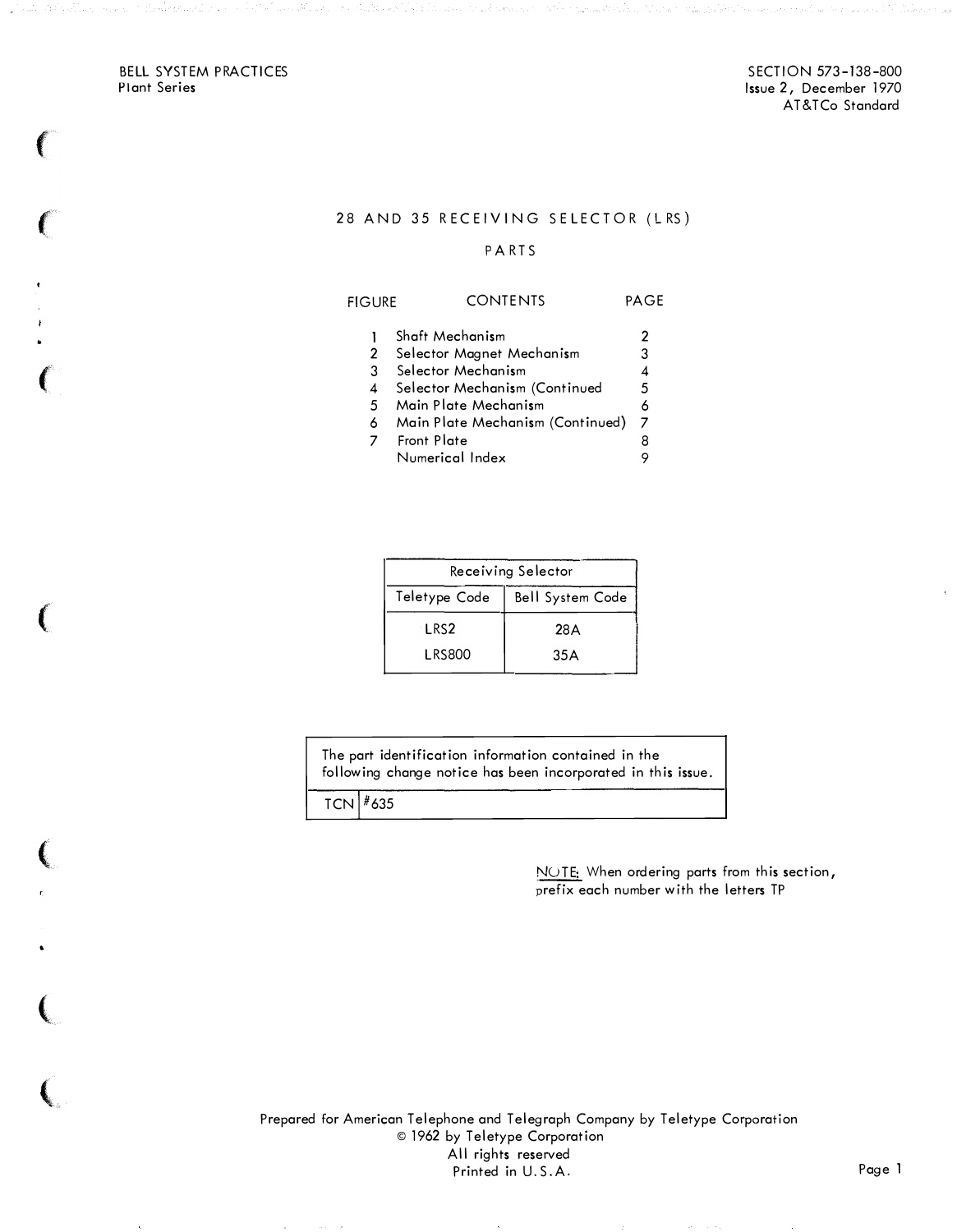BELL SYSTEM PRACTICES
Plant Series

SECTION 573-138-800
Issue 2, December 1970
AT&TCo Standard

# 28 AND 35 RECEIVING SELECTOR (LRS)

## PARTS

| FIGURE | CONTENTS | PAGE |
|---|---|---|
| 1 | Shaft Mechanism | 2 |
| 2 | Selector Magnet Mechanism | 3 |
| 3 | Selector Mechanism | 4 |
| 4 | Selector Mechanism (Continued | 5 |
| 5 | Main Plate Mechanism | 6 |
| 6 | Main Plate Mechanism (Continued) | 7 |
| 7 | Front Plate | 8 |
| | Numerical Index | 9 |

| Receiving Selector | |
|---|---|
| Teletype Code | Bell System Code |
| LRS2 | 28A |
| LRS800 | 35A |

| The part identification information contained in the following change notice has been incorporated in this issue. | |
|---|---|
| TCN | #635 |

NOTE: When ordering parts from this section, prefix each number with the letters TP

Prepared for American Telephone and Telegraph Company by Teletype Corporation
© 1962 by Teletype Corporation
All rights reserved
Printed in U.S.A.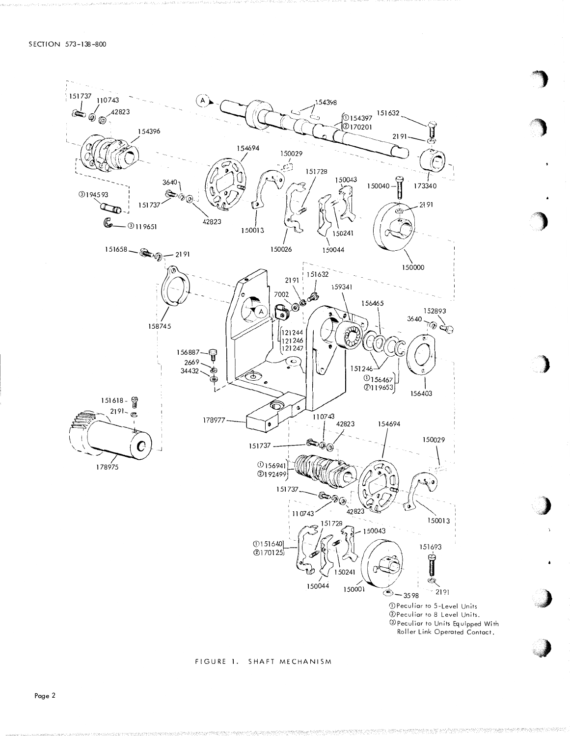①Peculiar to 5-Level Units
②Peculiar to 8 Level Units.
③Peculiar to Units Equipped With Roller Link Operated Contact.

FIGURE 1. SHAFT MECHANISM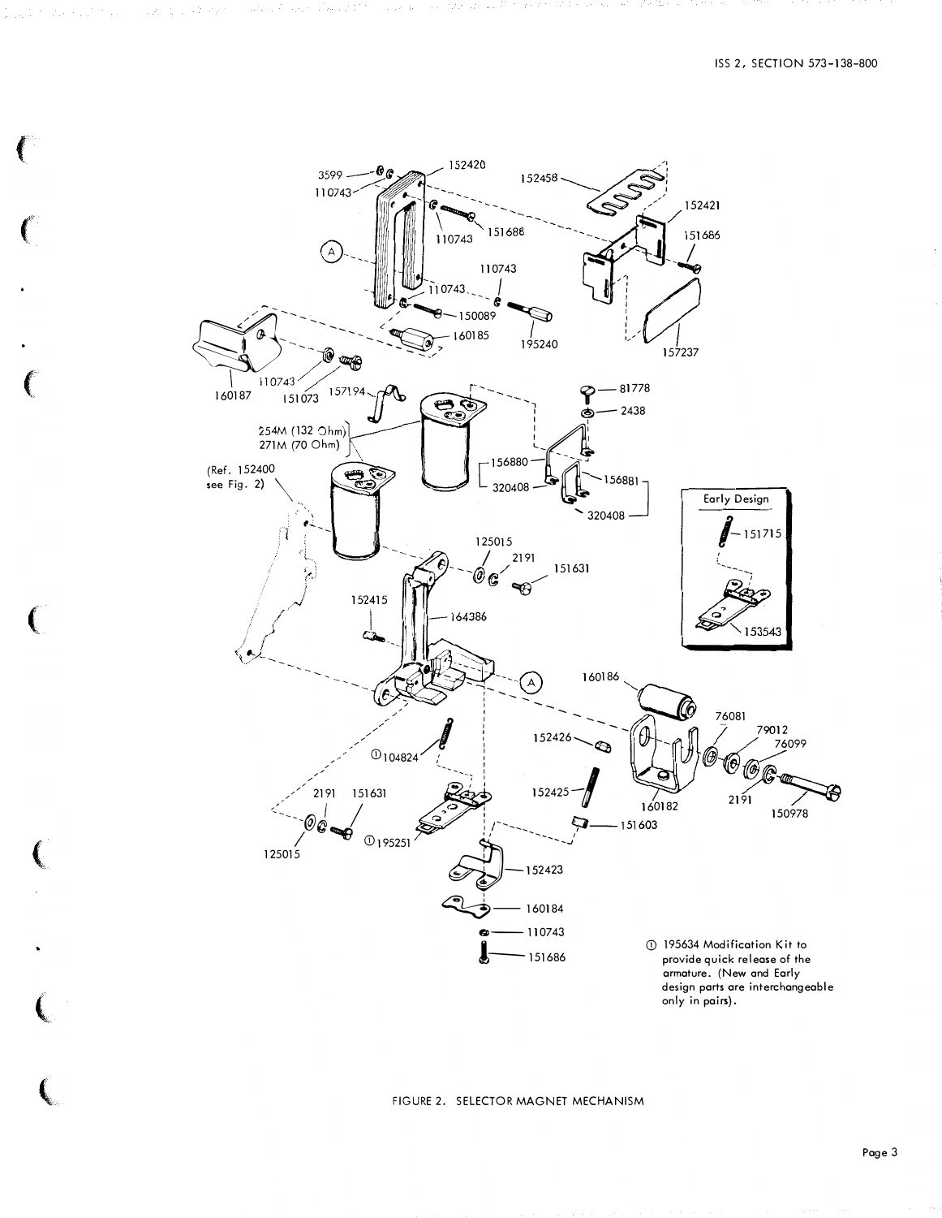FIGURE 2. SELECTOR MAGNET MECHANISM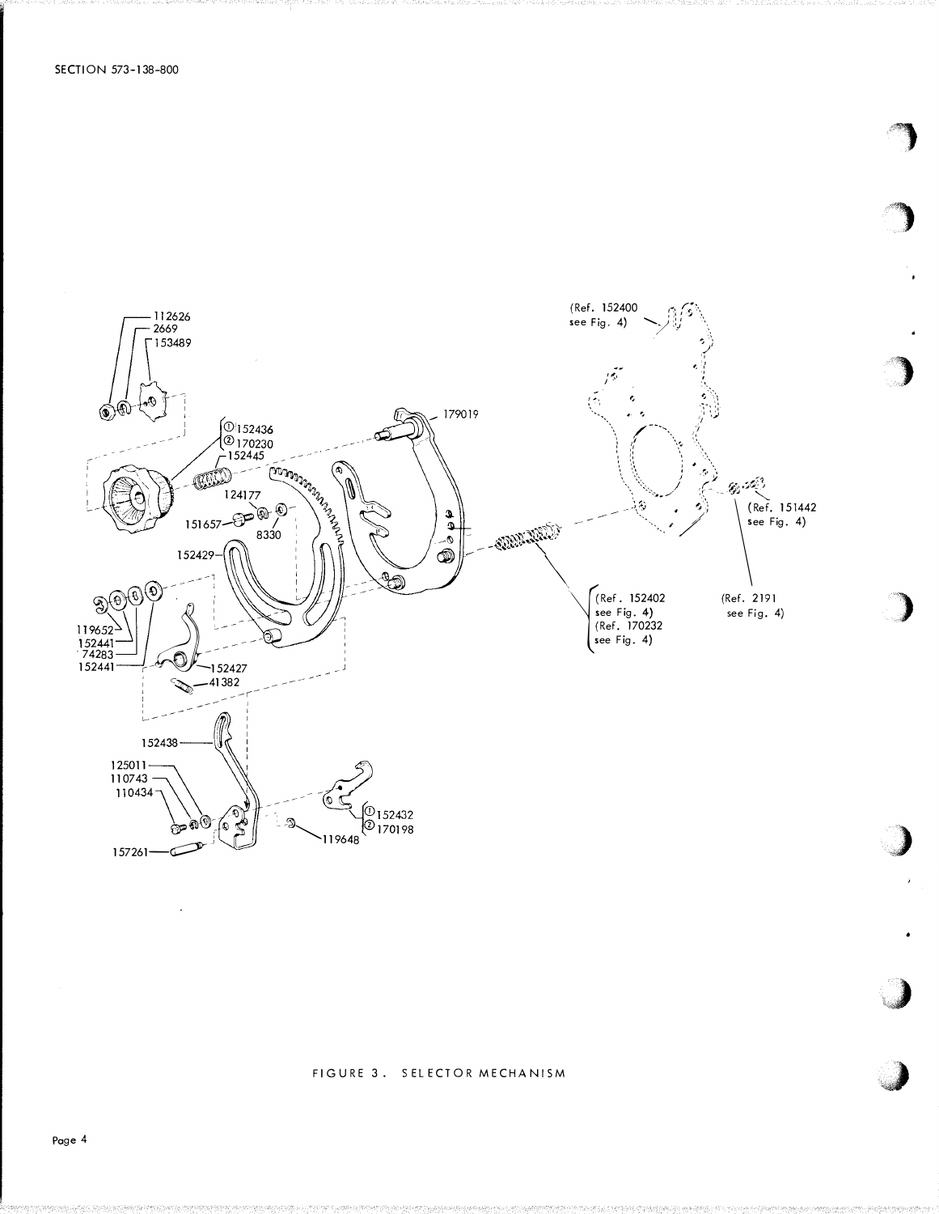112626
2669
153489

①152436
②170230
152445

179019

124177
151657
8330

152429

119652
152441
74283
152441

152427
41382

152438

125011
110743
110434

157261

119648

①152432
②170198

(Ref. 152400 see Fig. 4)

(Ref. 151442 see Fig. 4)

(Ref. 152402 see Fig. 4)
(Ref. 170232 see Fig. 4)

(Ref. 2191 see Fig. 4)

FIGURE 3. SELECTOR MECHANISM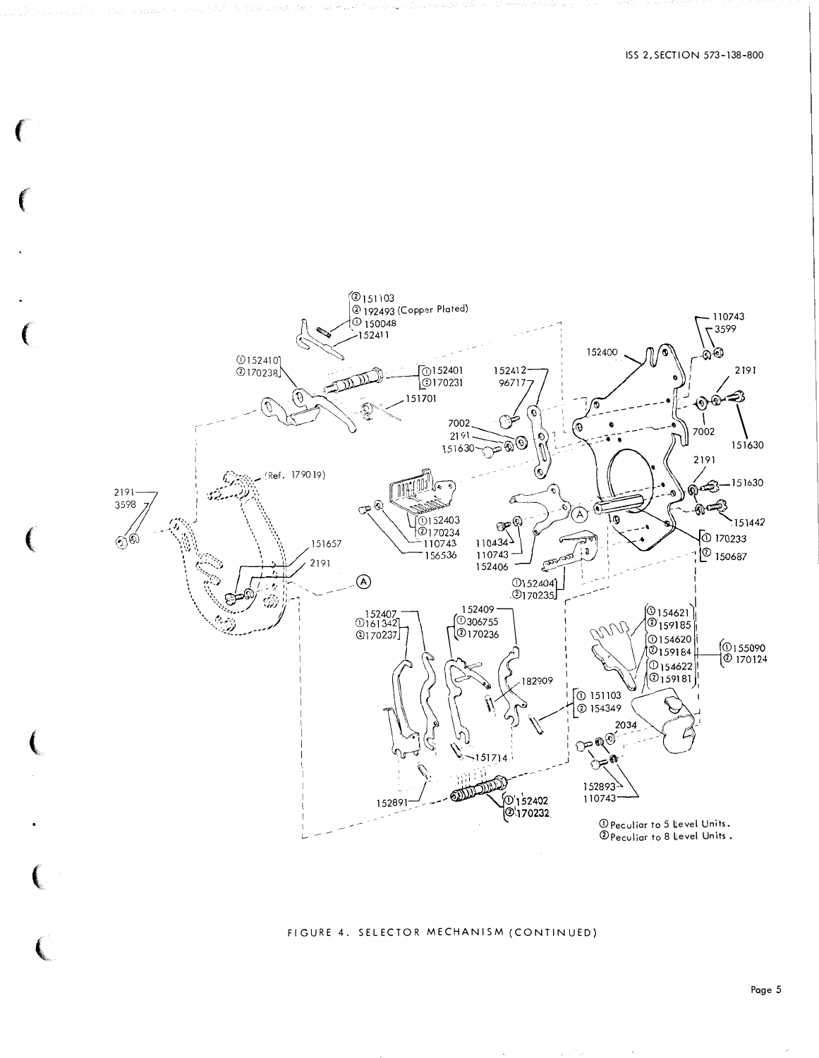① Peculiar to 5 Level Units.
② Peculiar to 8 Level Units.

FIGURE 4. SELECTOR MECHANISM (CONTINUED)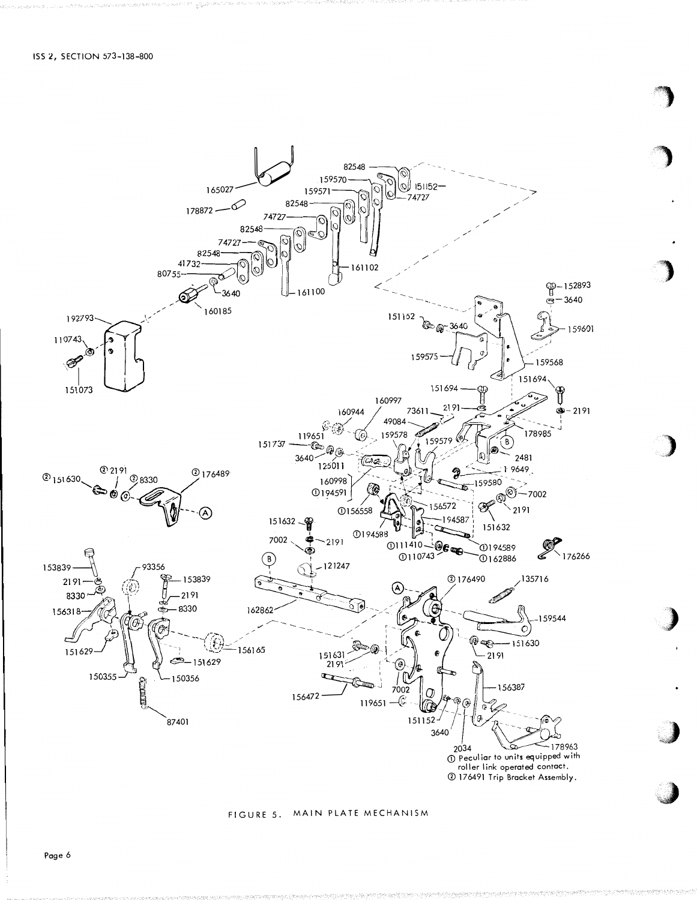ISS 2, SECTION 573-138-800

165027

178872

82548

159570

159571

151152

74727

82548

74727

82548

74727

82548

41732

80755

3640

161102

161100

160185

192793

110743

151073

152893

3640

151152

3640

159601

159575

159568

151694

151694

2191

2191

160997

160944

73611

49084

178985

119651

151737

159578

159579

B

3640

125011

2481

19649

160998

①194591

159580

7002

②2191

②151630

②8330

②176489

A

①156558

156572

194587

2191

151632

①194588

151632

151632

7002

2191

①111410

①110743

①194589

①162886

176266

B

121247

153839

93356

2191

153839

8330

2191

156318

8330

162862

②176490

135716

A

159544

151629

151629

156165

151630

2191

151631

2191

150355

150356

7002

156387

156472

119651

151152

87401

3640

2034

178963

① Peculiar to units equipped with roller link operated contact.

② 176491 Trip Bracket Assembly.

FIGURE 5. MAIN PLATE MECHANISM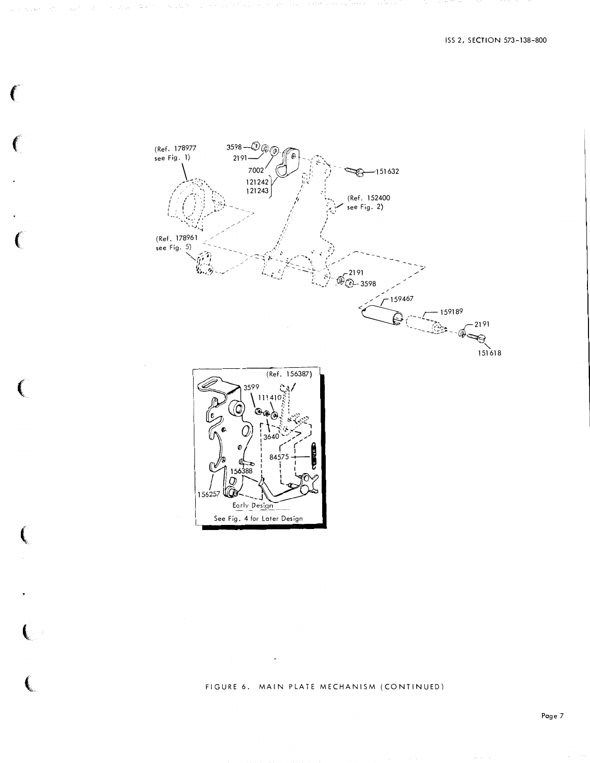(Ref. 178977 see Fig. 1)

3598

2191

7002

121242

121243

151632

(Ref. 152400 see Fig. 2)

(Ref. 178961 see Fig. 5)

2191

3598

159467

159189

2191

151618

(Ref. 156387)

3599

111410

3640

84575

156388

156257

Early Design

See Fig. 4 for Later Design

FIGURE 6. MAIN PLATE MECHANISM (CONTINUED)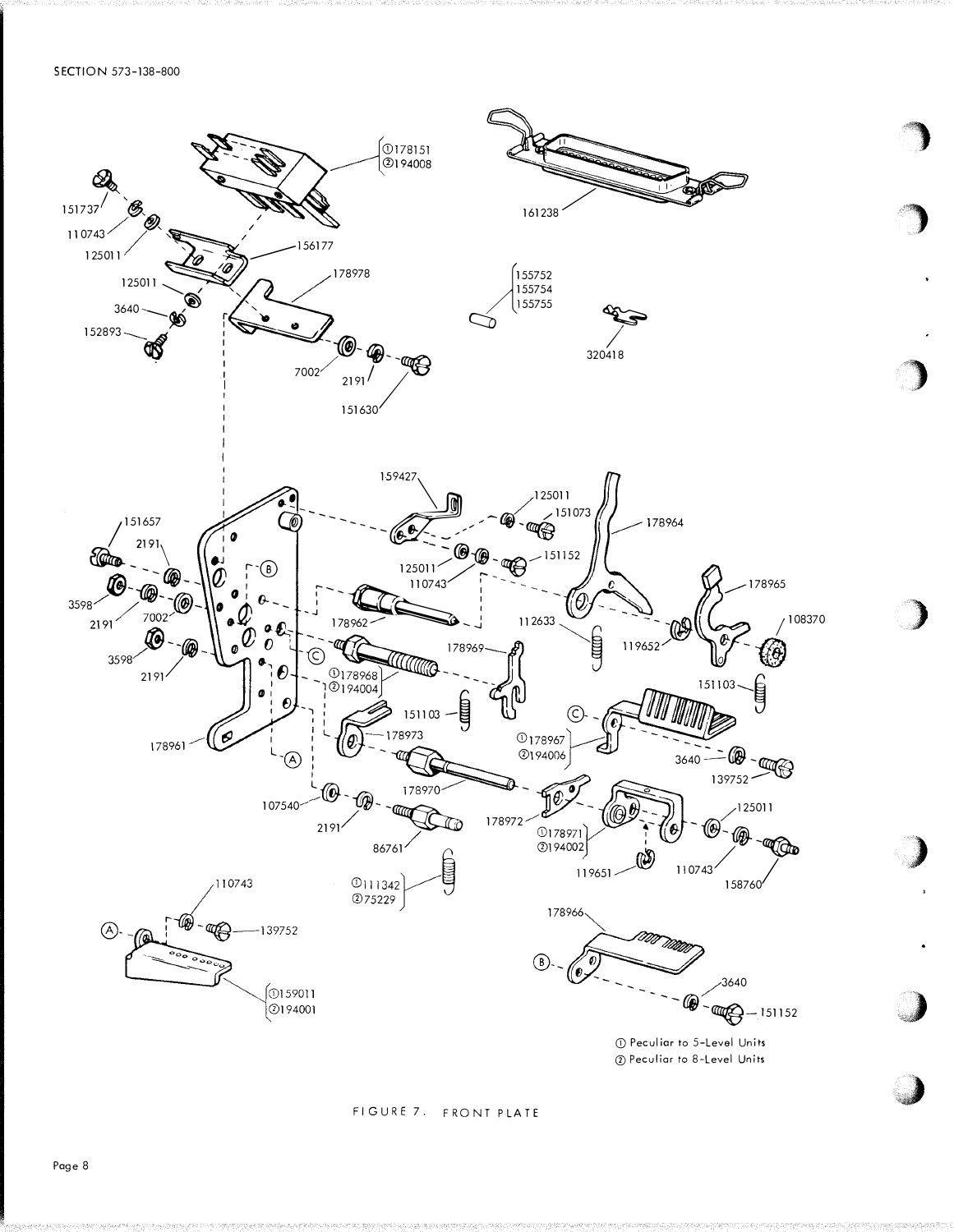① Peculiar to 5-Level Units
② Peculiar to 8-Level Units

FIGURE 7. FRONT PLATE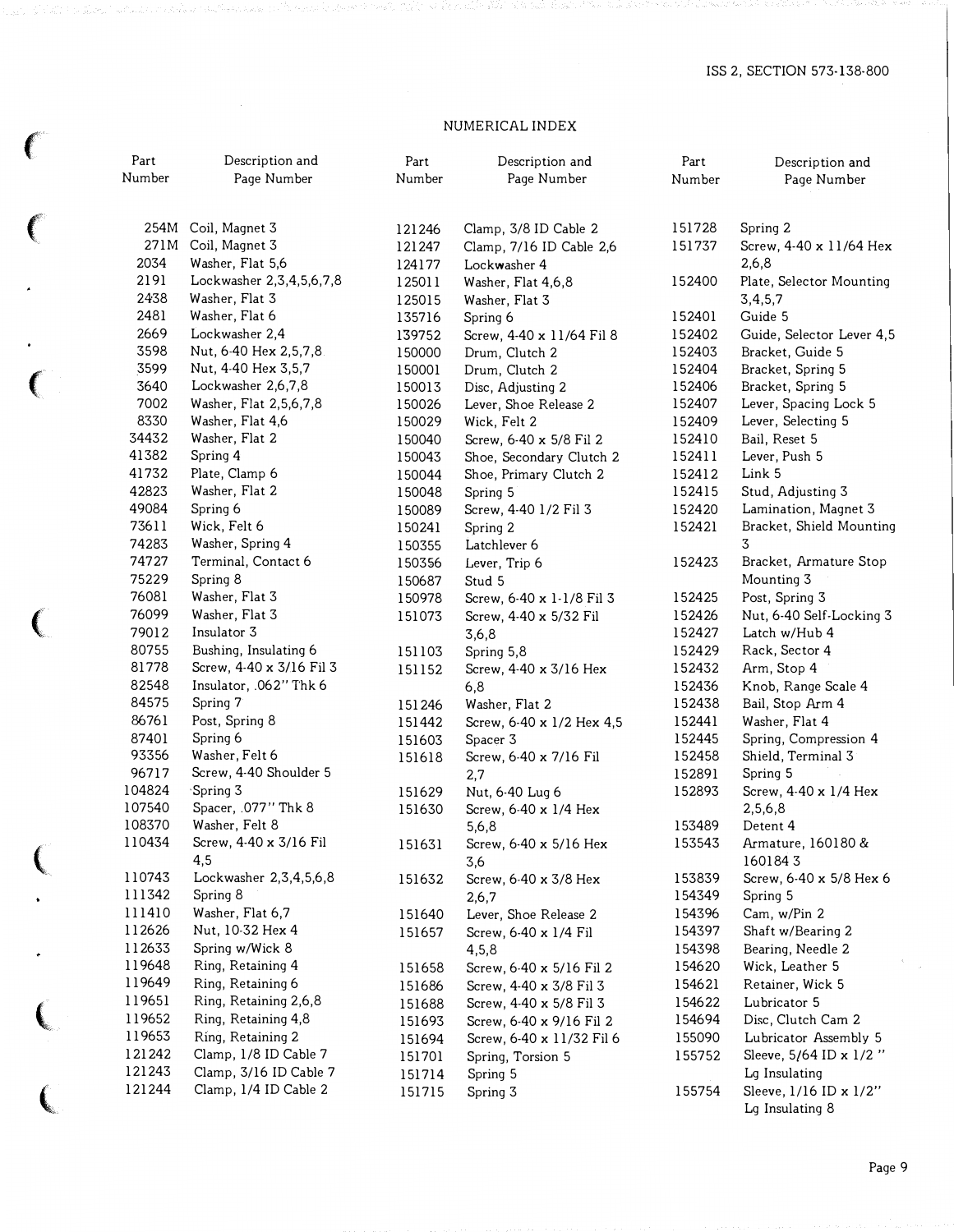## NUMERICAL INDEX

| Part Number | Description and Page Number |
|---|---|
| 254M | Coil, Magnet 3 |
| 271M | Coil, Magnet 3 |
| 2034 | Washer, Flat 5,6 |
| 2191 | Lockwasher 2,3,4,5,6,7,8 |
| 2438 | Washer, Flat 3 |
| 2481 | Washer, Flat 6 |
| 2669 | Lockwasher 2,4 |
| 3598 | Nut, 6-40 Hex 2,5,7,8 |
| 3599 | Nut, 4-40 Hex 3,5,7 |
| 3640 | Lockwasher 2,6,7,8 |
| 7002 | Washer, Flat 2,5,6,7,8 |
| 8330 | Washer, Flat 4,6 |
| 34432 | Washer, Flat 2 |
| 41382 | Spring 4 |
| 41732 | Plate, Clamp 6 |
| 42823 | Washer, Flat 2 |
| 49084 | Spring 6 |
| 73611 | Wick, Felt 6 |
| 74283 | Washer, Spring 4 |
| 74727 | Terminal, Contact 6 |
| 75229 | Spring 8 |
| 76081 | Washer, Flat 3 |
| 76099 | Washer, Flat 3 |
| 79012 | Insulator 3 |
| 80755 | Bushing, Insulating 6 |
| 81778 | Screw, 4-40 x 3/16 Fil 3 |
| 82548 | Insulator, .062" Thk 6 |
| 84575 | Spring 7 |
| 86761 | Post, Spring 8 |
| 87401 | Spring 6 |
| 93356 | Washer, Felt 6 |
| 96717 | Screw, 4-40 Shoulder 5 |
| 104824 | Spring 3 |
| 107540 | Spacer, .077" Thk 8 |
| 108370 | Washer, Felt 8 |
| 110434 | Screw, 4-40 x 3/16 Fil 4,5 |
| 110743 | Lockwasher 2,3,4,5,6,8 |
| 111342 | Spring 8 |
| 111410 | Washer, Flat 6,7 |
| 112626 | Nut, 10-32 Hex 4 |
| 112633 | Spring w/Wick 8 |
| 119648 | Ring, Retaining 4 |
| 119649 | Ring, Retaining 6 |
| 119651 | Ring, Retaining 2,6,8 |
| 119652 | Ring, Retaining 4,8 |
| 119653 | Ring, Retaining 2 |
| 121242 | Clamp, 1/8 ID Cable 7 |
| 121243 | Clamp, 3/16 ID Cable 7 |
| 121244 | Clamp, 1/4 ID Cable 2 |
| 121246 | Clamp, 3/8 ID Cable 2 |
| 121247 | Clamp, 7/16 ID Cable 2,6 |
| 124177 | Lockwasher 4 |
| 125011 | Washer, Flat 4,6,8 |
| 125015 | Washer, Flat 3 |
| 135716 | Spring 6 |
| 139752 | Screw, 4-40 x 11/64 Fil 8 |
| 150000 | Drum, Clutch 2 |
| 150001 | Drum, Clutch 2 |
| 150013 | Disc, Adjusting 2 |
| 150026 | Lever, Shoe Release 2 |
| 150029 | Wick, Felt 2 |
| 150040 | Screw, 6-40 x 5/8 Fil 2 |
| 150043 | Shoe, Secondary Clutch 2 |
| 150044 | Shoe, Primary Clutch 2 |
| 150048 | Spring 5 |
| 150089 | Screw, 4-40 1/2 Fil 3 |
| 150241 | Spring 2 |
| 150355 | Latchlever 6 |
| 150356 | Lever, Trip 6 |
| 150687 | Stud 5 |
| 150978 | Screw, 6-40 x 1-1/8 Fil 3 |
| 151073 | Screw, 4-40 x 5/32 Fil 3,6,8 |
| 151103 | Spring 5,8 |
| 151152 | Screw, 4-40 x 3/16 Hex 6,8 |
| 151246 | Washer, Flat 2 |
| 151442 | Screw, 6-40 x 1/2 Hex 4,5 |
| 151603 | Spacer 3 |
| 151618 | Screw, 6-40 x 7/16 Fil 2,7 |
| 151629 | Nut, 6-40 Lug 6 |
| 151630 | Screw, 6-40 x 1/4 Hex 5,6,8 |
| 151631 | Screw, 6-40 x 5/16 Hex 3,6 |
| 151632 | Screw, 6-40 x 3/8 Hex 2,6,7 |
| 151640 | Lever, Shoe Release 2 |
| 151657 | Screw, 6-40 x 1/4 Fil 4,5,8 |
| 151658 | Screw, 6-40 x 5/16 Fil 2 |
| 151686 | Screw, 4-40 x 3/8 Fil 3 |
| 151688 | Screw, 4-40 x 5/8 Fil 3 |
| 151693 | Screw, 6-40 x 9/16 Fil 2 |
| 151694 | Screw, 6-40 x 11/32 Fil 6 |
| 151701 | Spring, Torsion 5 |
| 151714 | Spring 5 |
| 151715 | Spring 3 |
| 151728 | Spring 2 |
| 151737 | Screw, 4-40 x 11/64 Hex 2,6,8 |
| 152400 | Plate, Selector Mounting 3,4,5,7 |
| 152401 | Guide 5 |
| 152402 | Guide, Selector Lever 4,5 |
| 152403 | Bracket, Guide 5 |
| 152404 | Bracket, Spring 5 |
| 152406 | Bracket, Spring 5 |
| 152407 | Lever, Spacing Lock 5 |
| 152409 | Lever, Selecting 5 |
| 152410 | Bail, Reset 5 |
| 152411 | Lever, Push 5 |
| 152412 | Link 5 |
| 152415 | Stud, Adjusting 3 |
| 152420 | Lamination, Magnet 3 |
| 152421 | Bracket, Shield Mounting 3 |
| 152423 | Bracket, Armature Stop Mounting 3 |
| 152425 | Post, Spring 3 |
| 152426 | Nut, 6-40 Self-Locking 3 |
| 152427 | Latch w/Hub 4 |
| 152429 | Rack, Sector 4 |
| 152432 | Arm, Stop 4 |
| 152436 | Knob, Range Scale 4 |
| 152438 | Bail, Stop Arm 4 |
| 152441 | Washer, Flat 4 |
| 152445 | Spring, Compression 4 |
| 152458 | Shield, Terminal 3 |
| 152891 | Spring 5 |
| 152893 | Screw, 4-40 x 1/4 Hex 2,5,6,8 |
| 153489 | Detent 4 |
| 153543 | Armature, 160180 & 160184 3 |
| 153839 | Screw, 6-40 x 5/8 Hex 6 |
| 154349 | Spring 5 |
| 154396 | Cam, w/Pin 2 |
| 154397 | Shaft w/Bearing 2 |
| 154398 | Bearing, Needle 2 |
| 154620 | Wick, Leather 5 |
| 154621 | Retainer, Wick 5 |
| 154622 | Lubricator 5 |
| 154694 | Disc, Clutch Cam 2 |
| 155090 | Lubricator Assembly 5 |
| 155752 | Sleeve, 5/64 ID x 1/2" Lg Insulating |
| 155754 | Sleeve, 1/16 ID x 1/2" Lg Insulating 8 |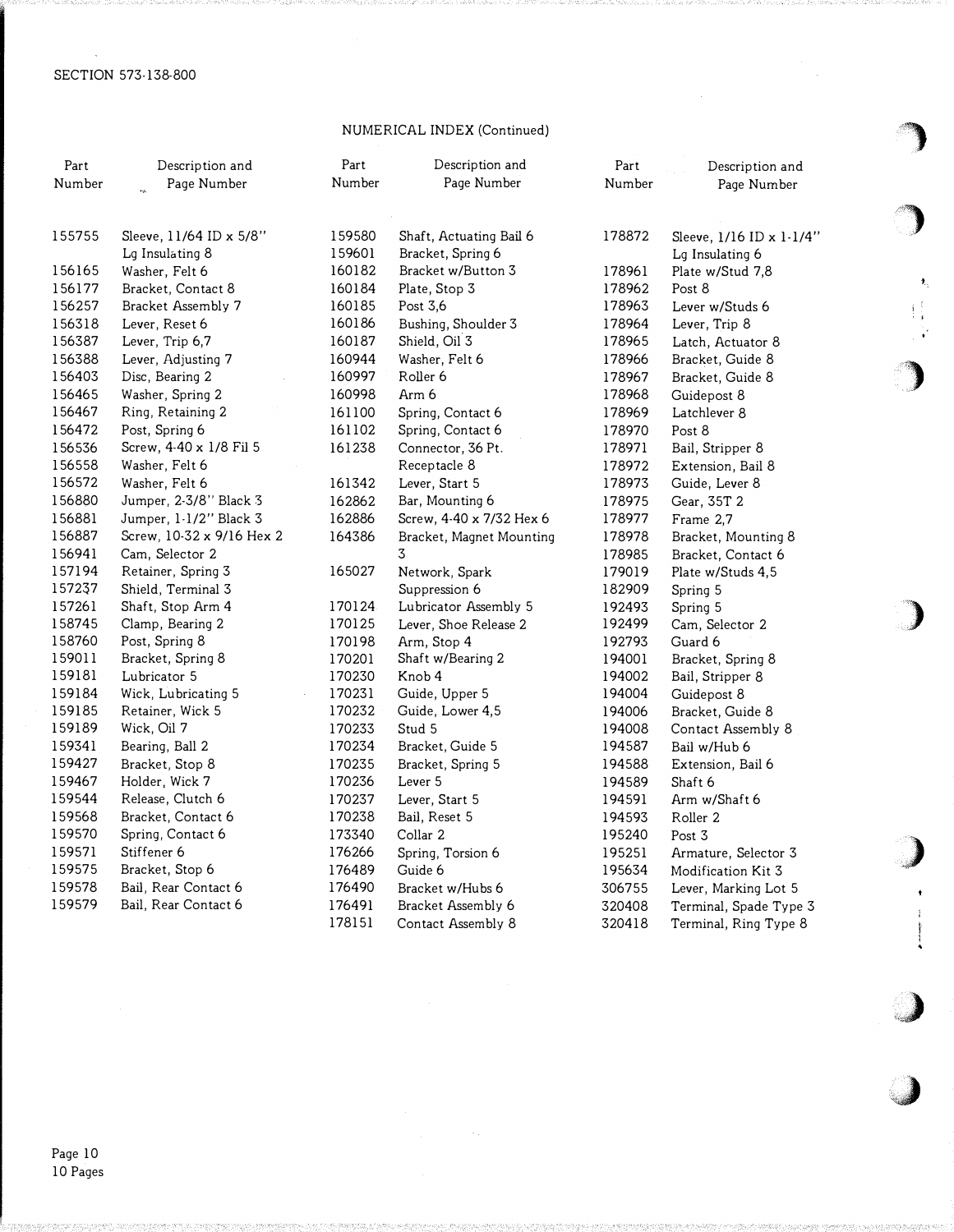## NUMERICAL INDEX (Continued)

| Part Number | Description and Page Number | Part Number | Description and Page Number | Part Number | Description and Page Number |
|---|---|---|---|---|---|
| 155755 | Sleeve, 11/64 ID x 5/8" Lg Insulating 8 | 159580 | Shaft, Actuating Bail 6 | 178872 | Sleeve, 1/16 ID x 1-1/4" Lg Insulating 6 |
| 156165 | Washer, Felt 6 | 159601 | Bracket, Spring 6 | 178961 | Plate w/Stud 7,8 |
| 156177 | Bracket, Contact 8 | 160182 | Bracket w/Button 3 | 178962 | Post 8 |
| 156257 | Bracket Assembly 7 | 160184 | Plate, Stop 3 | 178963 | Lever w/Studs 6 |
| 156318 | Lever, Reset 6 | 160185 | Post 3,6 | 178964 | Lever, Trip 8 |
| 156387 | Lever, Trip 6,7 | 160186 | Bushing, Shoulder 3 | 178965 | Latch, Actuator 8 |
| 156388 | Lever, Adjusting 7 | 160187 | Shield, Oil 3 | 178966 | Bracket, Guide 8 |
| 156403 | Disc, Bearing 2 | 160944 | Washer, Felt 6 | 178967 | Bracket, Guide 8 |
| 156465 | Washer, Spring 2 | 160997 | Roller 6 | 178968 | Guidepost 8 |
| 156467 | Ring, Retaining 2 | 160998 | Arm 6 | 178969 | Latchlever 8 |
| 156472 | Post, Spring 6 | 161100 | Spring, Contact 6 | 178970 | Post 8 |
| 156536 | Screw, 4-40 x 1/8 Fil 5 | 161102 | Spring, Contact 6 | 178971 | Bail, Stripper 8 |
| 156558 | Washer, Felt 6 | 161238 | Connector, 36 Pt. Receptacle 8 | 178972 | Extension, Bail 8 |
| 156572 | Washer, Felt 6 | 161342 | Lever, Start 5 | 178973 | Guide, Lever 8 |
| 156880 | Jumper, 2-3/8" Black 3 | 162862 | Bar, Mounting 6 | 178975 | Gear, 35T 2 |
| 156881 | Jumper, 1-1/2" Black 3 | 162886 | Screw, 4-40 x 7/32 Hex 6 | 178977 | Frame 2,7 |
| 156887 | Screw, 10-32 x 9/16 Hex 2 | 164386 | Bracket, Magnet Mounting 3 | 178978 | Bracket, Mounting 8 |
| 156941 | Cam, Selector 2 | | | 178985 | Bracket, Contact 6 |
| 157194 | Retainer, Spring 3 | 165027 | Network, Spark Suppression 6 | 179019 | Plate w/Studs 4,5 |
| 157237 | Shield, Terminal 3 | | | 182909 | Spring 5 |
| 157261 | Shaft, Stop Arm 4 | 170124 | Lubricator Assembly 5 | 192493 | Spring 5 |
| 158745 | Clamp, Bearing 2 | 170125 | Lever, Shoe Release 2 | 192499 | Cam, Selector 2 |
| 158760 | Post, Spring 8 | 170198 | Arm, Stop 4 | 192793 | Guard 6 |
| 159011 | Bracket, Spring 8 | 170201 | Shaft w/Bearing 2 | 194001 | Bracket, Spring 8 |
| 159181 | Lubricator 5 | 170230 | Knob 4 | 194002 | Bail, Stripper 8 |
| 159184 | Wick, Lubricating 5 | 170231 | Guide, Upper 5 | 194004 | Guidepost 8 |
| 159185 | Retainer, Wick 5 | 170232 | Guide, Lower 4,5 | 194006 | Bracket, Guide 8 |
| 159189 | Wick, Oil 7 | 170233 | Stud 5 | 194008 | Contact Assembly 8 |
| 159341 | Bearing, Ball 2 | 170234 | Bracket, Guide 5 | 194587 | Bail w/Hub 6 |
| 159427 | Bracket, Stop 8 | 170235 | Bracket, Spring 5 | 194588 | Extension, Bail 6 |
| 159467 | Holder, Wick 7 | 170236 | Lever 5 | 194589 | Shaft 6 |
| 159544 | Release, Clutch 6 | 170237 | Lever, Start 5 | 194591 | Arm w/Shaft 6 |
| 159568 | Bracket, Contact 6 | 170238 | Bail, Reset 5 | 194593 | Roller 2 |
| 159570 | Spring, Contact 6 | 173340 | Collar 2 | 195240 | Post 3 |
| 159571 | Stiffener 6 | 176266 | Spring, Torsion 6 | 195251 | Armature, Selector 3 |
| 159575 | Bracket, Stop 6 | 176489 | Guide 6 | 195634 | Modification Kit 3 |
| 159578 | Bail, Rear Contact 6 | 176490 | Bracket w/Hubs 6 | 306755 | Lever, Marking Lot 5 |
| 159579 | Bail, Rear Contact 6 | 176491 | Bracket Assembly 6 | 320408 | Terminal, Spade Type 3 |
| | | 178151 | Contact Assembly 8 | 320418 | Terminal, Ring Type 8 |